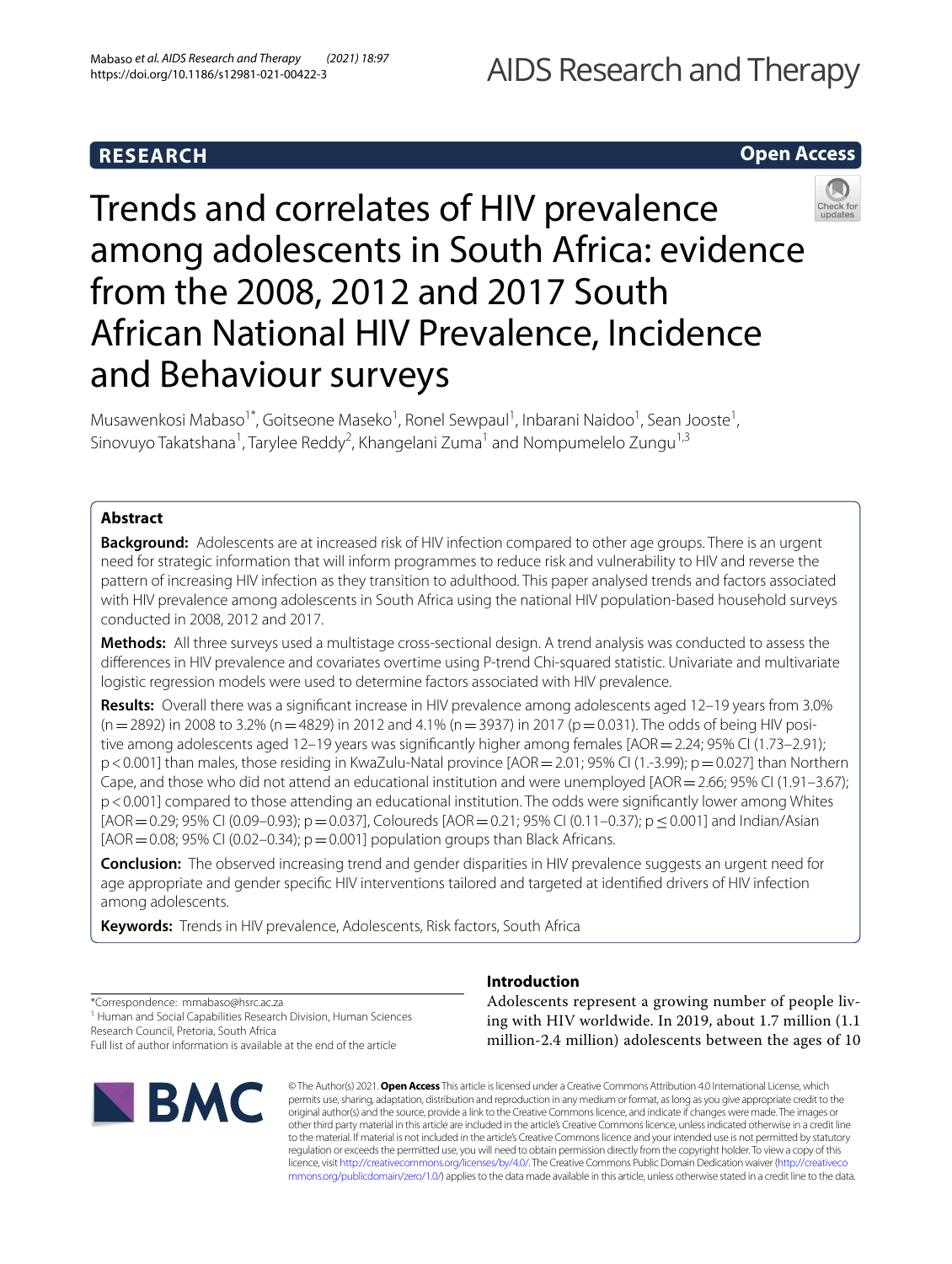RESEARCH

Open Access

# Trends and correlates of HIV prevalence among adolescents in South Africa: evidence from the 2008, 2012 and 2017 South African National HIV Prevalence, Incidence and Behaviour surveys

Musawenkosi Mabaso[1*], Goitseone Maseko[1], Ronel Sewpaul[1], Inbarani Naidoo[1], Sean Jooste[1], Sinovuyo Takatshana[1], Tarylee Reddy[2], Khangelani Zuma[1] and Nompumelelo Zungu[1,3]

## Abstract

**Background:** Adolescents are at increased risk of HIV infection compared to other age groups. There is an urgent need for strategic information that will inform programmes to reduce risk and vulnerability to HIV and reverse the pattern of increasing HIV infection as they transition to adulthood. This paper analysed trends and factors associated with HIV prevalence among adolescents in South Africa using the national HIV population-based household surveys conducted in 2008, 2012 and 2017.

**Methods:** All three surveys used a multistage cross-sectional design. A trend analysis was conducted to assess the differences in HIV prevalence and covariates overtime using P-trend Chi-squared statistic. Univariate and multivariate logistic regression models were used to determine factors associated with HIV prevalence.

**Results:** Overall there was a significant increase in HIV prevalence among adolescents aged 12–19 years from 3.0% (n = 2892) in 2008 to 3.2% (n = 4829) in 2012 and 4.1% (n = 3937) in 2017 (p = 0.031). The odds of being HIV positive among adolescents aged 12–19 years was significantly higher among females [AOR = 2.24; 95% CI (1.73–2.91); p < 0.001] than males, those residing in KwaZulu-Natal province [AOR = 2.01; 95% CI (1.-3.99); p = 0.027] than Northern Cape, and those who did not attend an educational institution and were unemployed [AOR = 2.66; 95% CI (1.91–3.67); p < 0.001] compared to those attending an educational institution. The odds were significantly lower among Whites [AOR = 0.29; 95% CI (0.09–0.93); p = 0.037], Coloureds [AOR = 0.21; 95% CI (0.11–0.37); p ≤ 0.001] and Indian/Asian [AOR = 0.08; 95% CI (0.02–0.34); p = 0.001] population groups than Black Africans.

**Conclusion:** The observed increasing trend and gender disparities in HIV prevalence suggests an urgent need for age appropriate and gender specific HIV interventions tailored and targeted at identified drivers of HIV infection among adolescents.

**Keywords:** Trends in HIV prevalence, Adolescents, Risk factors, South Africa

*Correspondence: mmabaso@hsrc.ac.za

[1] Human and Social Capabilities Research Division, Human Sciences Research Council, Pretoria, South Africa

Full list of author information is available at the end of the article

## Introduction

Adolescents represent a growing number of people living with HIV worldwide. In 2019, about 1.7 million (1.1 million-2.4 million) adolescents between the ages of 10

© The Author(s) 2021. **Open Access** This article is licensed under a Creative Commons Attribution 4.0 International License, which permits use, sharing, adaptation, distribution and reproduction in any medium or format, as long as you give appropriate credit to the original author(s) and the source, provide a link to the Creative Commons licence, and indicate if changes were made. The images or other third party material in this article are included in the article's Creative Commons licence, unless indicated otherwise in a credit line to the material. If material is not included in the article's Creative Commons licence and your intended use is not permitted by statutory regulation or exceeds the permitted use, you will need to obtain permission directly from the copyright holder. To view a copy of this licence, visit http://creativecommons.org/licenses/by/4.0/. The Creative Commons Public Domain Dedication waiver (http://creativecommons.org/publicdomain/zero/1.0/) applies to the data made available in this article, unless otherwise stated in a credit line to the data.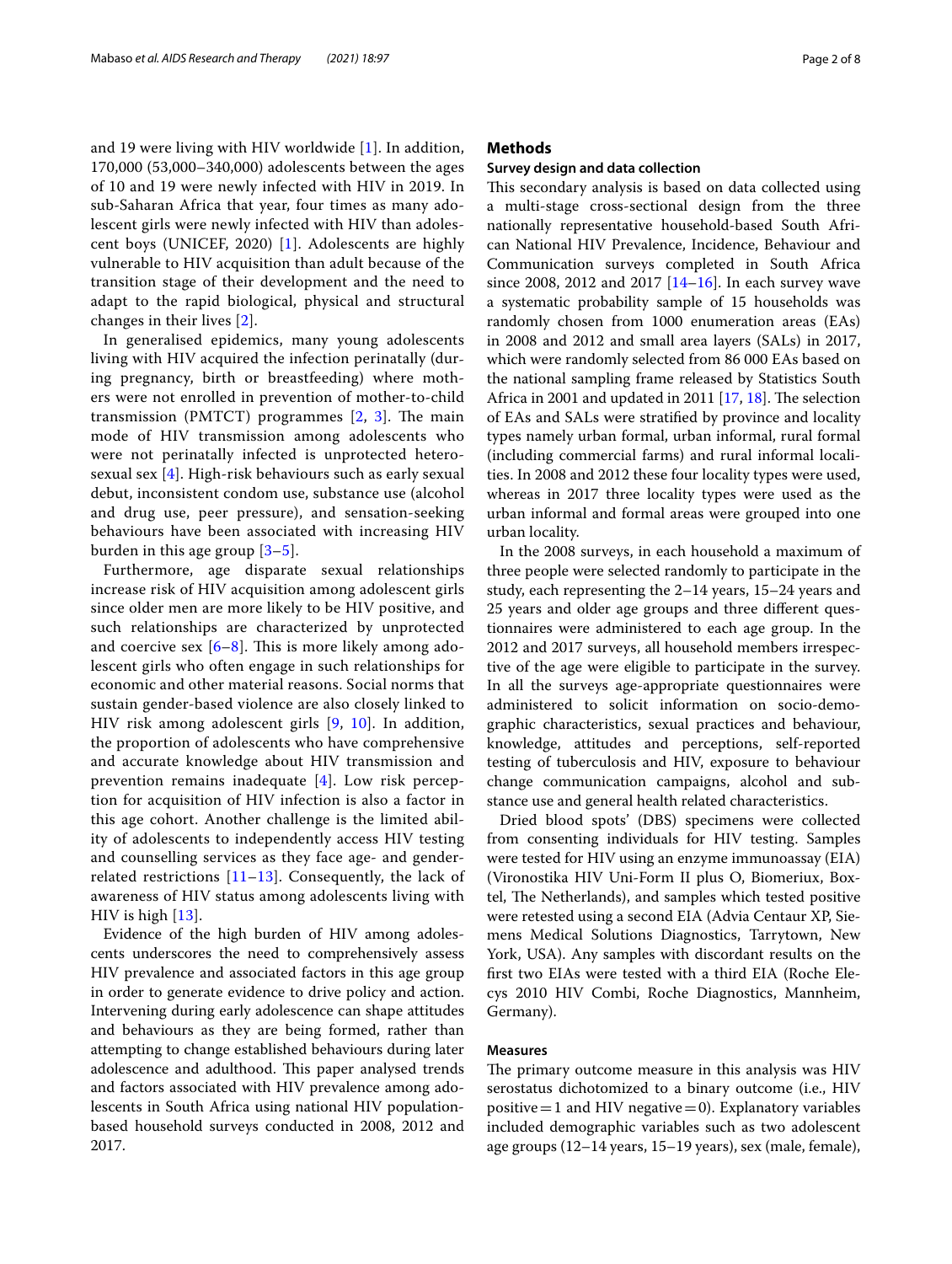and 19 were living with HIV worldwide [1]. In addition, 170,000 (53,000–340,000) adolescents between the ages of 10 and 19 were newly infected with HIV in 2019. In sub-Saharan Africa that year, four times as many adolescent girls were newly infected with HIV than adolescent boys (UNICEF, 2020) [1]. Adolescents are highly vulnerable to HIV acquisition than adult because of the transition stage of their development and the need to adapt to the rapid biological, physical and structural changes in their lives [2].

In generalised epidemics, many young adolescents living with HIV acquired the infection perinatally (during pregnancy, birth or breastfeeding) where mothers were not enrolled in prevention of mother-to-child transmission (PMTCT) programmes [2, 3]. The main mode of HIV transmission among adolescents who were not perinatally infected is unprotected heterosexual sex [4]. High-risk behaviours such as early sexual debut, inconsistent condom use, substance use (alcohol and drug use, peer pressure), and sensation-seeking behaviours have been associated with increasing HIV burden in this age group [3–5].

Furthermore, age disparate sexual relationships increase risk of HIV acquisition among adolescent girls since older men are more likely to be HIV positive, and such relationships are characterized by unprotected and coercive sex [6–8]. This is more likely among adolescent girls who often engage in such relationships for economic and other material reasons. Social norms that sustain gender-based violence are also closely linked to HIV risk among adolescent girls [9, 10]. In addition, the proportion of adolescents who have comprehensive and accurate knowledge about HIV transmission and prevention remains inadequate [4]. Low risk perception for acquisition of HIV infection is also a factor in this age cohort. Another challenge is the limited ability of adolescents to independently access HIV testing and counselling services as they face age- and gender-related restrictions [11–13]. Consequently, the lack of awareness of HIV status among adolescents living with HIV is high [13].

Evidence of the high burden of HIV among adolescents underscores the need to comprehensively assess HIV prevalence and associated factors in this age group in order to generate evidence to drive policy and action. Intervening during early adolescence can shape attitudes and behaviours as they are being formed, rather than attempting to change established behaviours during later adolescence and adulthood. This paper analysed trends and factors associated with HIV prevalence among adolescents in South Africa using national HIV population-based household surveys conducted in 2008, 2012 and 2017.

## Methods

### Survey design and data collection

This secondary analysis is based on data collected using a multi-stage cross-sectional design from the three nationally representative household-based South African National HIV Prevalence, Incidence, Behaviour and Communication surveys completed in South Africa since 2008, 2012 and 2017 [14–16]. In each survey wave a systematic probability sample of 15 households was randomly chosen from 1000 enumeration areas (EAs) in 2008 and 2012 and small area layers (SALs) in 2017, which were randomly selected from 86 000 EAs based on the national sampling frame released by Statistics South Africa in 2001 and updated in 2011 [17, 18]. The selection of EAs and SALs were stratified by province and locality types namely urban formal, urban informal, rural formal (including commercial farms) and rural informal localities. In 2008 and 2012 these four locality types were used, whereas in 2017 three locality types were used as the urban informal and formal areas were grouped into one urban locality.

In the 2008 surveys, in each household a maximum of three people were selected randomly to participate in the study, each representing the 2–14 years, 15–24 years and 25 years and older age groups and three different questionnaires were administered to each age group. In the 2012 and 2017 surveys, all household members irrespective of the age were eligible to participate in the survey. In all the surveys age-appropriate questionnaires were administered to solicit information on socio-demographic characteristics, sexual practices and behaviour, knowledge, attitudes and perceptions, self-reported testing of tuberculosis and HIV, exposure to behaviour change communication campaigns, alcohol and substance use and general health related characteristics.

Dried blood spots' (DBS) specimens were collected from consenting individuals for HIV testing. Samples were tested for HIV using an enzyme immunoassay (EIA) (Vironostika HIV Uni-Form II plus O, Biomeriux, Boxtel, The Netherlands), and samples which tested positive were retested using a second EIA (Advia Centaur XP, Siemens Medical Solutions Diagnostics, Tarrytown, New York, USA). Any samples with discordant results on the first two EIAs were tested with a third EIA (Roche Elecys 2010 HIV Combi, Roche Diagnostics, Mannheim, Germany).

### Measures

The primary outcome measure in this analysis was HIV serostatus dichotomized to a binary outcome (i.e., HIV positive = 1 and HIV negative = 0). Explanatory variables included demographic variables such as two adolescent age groups (12–14 years, 15–19 years), sex (male, female),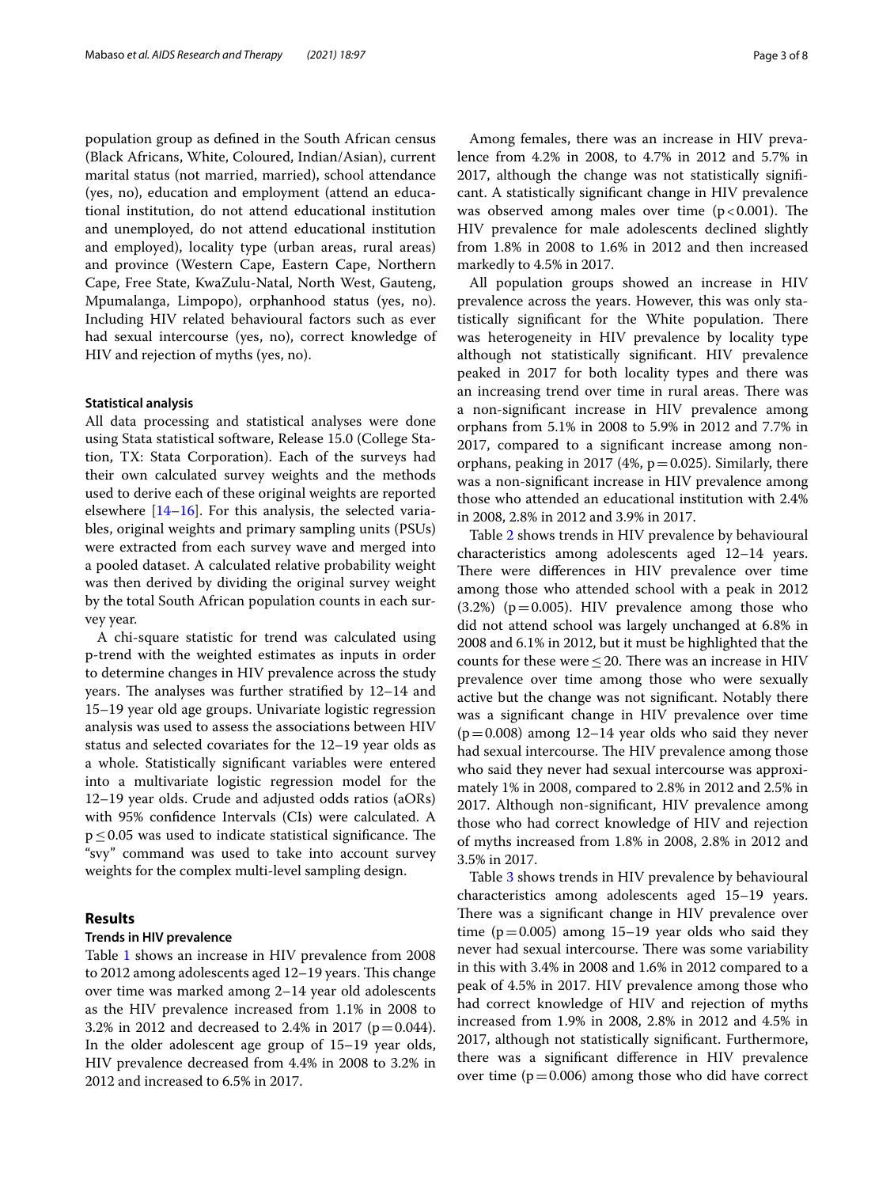population group as defined in the South African census (Black Africans, White, Coloured, Indian/Asian), current marital status (not married, married), school attendance (yes, no), education and employment (attend an educational institution, do not attend educational institution and unemployed, do not attend educational institution and employed), locality type (urban areas, rural areas) and province (Western Cape, Eastern Cape, Northern Cape, Free State, KwaZulu-Natal, North West, Gauteng, Mpumalanga, Limpopo), orphanhood status (yes, no). Including HIV related behavioural factors such as ever had sexual intercourse (yes, no), correct knowledge of HIV and rejection of myths (yes, no).

#### Statistical analysis

All data processing and statistical analyses were done using Stata statistical software, Release 15.0 (College Station, TX: Stata Corporation). Each of the surveys had their own calculated survey weights and the methods used to derive each of these original weights are reported elsewhere [14–16]. For this analysis, the selected variables, original weights and primary sampling units (PSUs) were extracted from each survey wave and merged into a pooled dataset. A calculated relative probability weight was then derived by dividing the original survey weight by the total South African population counts in each survey year.

A chi-square statistic for trend was calculated using p-trend with the weighted estimates as inputs in order to determine changes in HIV prevalence across the study years. The analyses was further stratified by 12–14 and 15–19 year old age groups. Univariate logistic regression analysis was used to assess the associations between HIV status and selected covariates for the 12–19 year olds as a whole. Statistically significant variables were entered into a multivariate logistic regression model for the 12–19 year olds. Crude and adjusted odds ratios (aORs) with 95% confidence Intervals (CIs) were calculated. A $p \leq 0.05$ was used to indicate statistical significance. The "svy" command was used to take into account survey weights for the complex multi-level sampling design.

## Results

### Trends in HIV prevalence

Table 1 shows an increase in HIV prevalence from 2008 to 2012 among adolescents aged 12–19 years. This change over time was marked among 2–14 year old adolescents as the HIV prevalence increased from 1.1% in 2008 to 3.2% in 2012 and decreased to 2.4% in 2017 ($p = 0.044$). In the older adolescent age group of 15–19 year olds, HIV prevalence decreased from 4.4% in 2008 to 3.2% in 2012 and increased to 6.5% in 2017.

Among females, there was an increase in HIV prevalence from 4.2% in 2008, to 4.7% in 2012 and 5.7% in 2017, although the change was not statistically significant. A statistically significant change in HIV prevalence was observed among males over time ($p < 0.001$). The HIV prevalence for male adolescents declined slightly from 1.8% in 2008 to 1.6% in 2012 and then increased markedly to 4.5% in 2017.

All population groups showed an increase in HIV prevalence across the years. However, this was only statistically significant for the White population. There was heterogeneity in HIV prevalence by locality type although not statistically significant. HIV prevalence peaked in 2017 for both locality types and there was an increasing trend over time in rural areas. There was a non-significant increase in HIV prevalence among orphans from 5.1% in 2008 to 5.9% in 2012 and 7.7% in 2017, compared to a significant increase among non-orphans, peaking in 2017 (4%, $p = 0.025$). Similarly, there was a non-significant increase in HIV prevalence among those who attended an educational institution with 2.4% in 2008, 2.8% in 2012 and 3.9% in 2017.

Table 2 shows trends in HIV prevalence by behavioural characteristics among adolescents aged 12–14 years. There were differences in HIV prevalence over time among those who attended school with a peak in 2012 (3.2%) ($p = 0.005$). HIV prevalence among those who did not attend school was largely unchanged at 6.8% in 2008 and 6.1% in 2012, but it must be highlighted that the counts for these were $\leq 20$. There was an increase in HIV prevalence over time among those who were sexually active but the change was not significant. Notably there was a significant change in HIV prevalence over time ($p = 0.008$) among 12–14 year olds who said they never had sexual intercourse. The HIV prevalence among those who said they never had sexual intercourse was approximately 1% in 2008, compared to 2.8% in 2012 and 2.5% in 2017. Although non-significant, HIV prevalence among those who had correct knowledge of HIV and rejection of myths increased from 1.8% in 2008, 2.8% in 2012 and 3.5% in 2017.

Table 3 shows trends in HIV prevalence by behavioural characteristics among adolescents aged 15–19 years. There was a significant change in HIV prevalence over time ($p = 0.005$) among 15–19 year olds who said they never had sexual intercourse. There was some variability in this with 3.4% in 2008 and 1.6% in 2012 compared to a peak of 4.5% in 2017. HIV prevalence among those who had correct knowledge of HIV and rejection of myths increased from 1.9% in 2008, 2.8% in 2012 and 4.5% in 2017, although not statistically significant. Furthermore, there was a significant difference in HIV prevalence over time ($p = 0.006$) among those who did have correct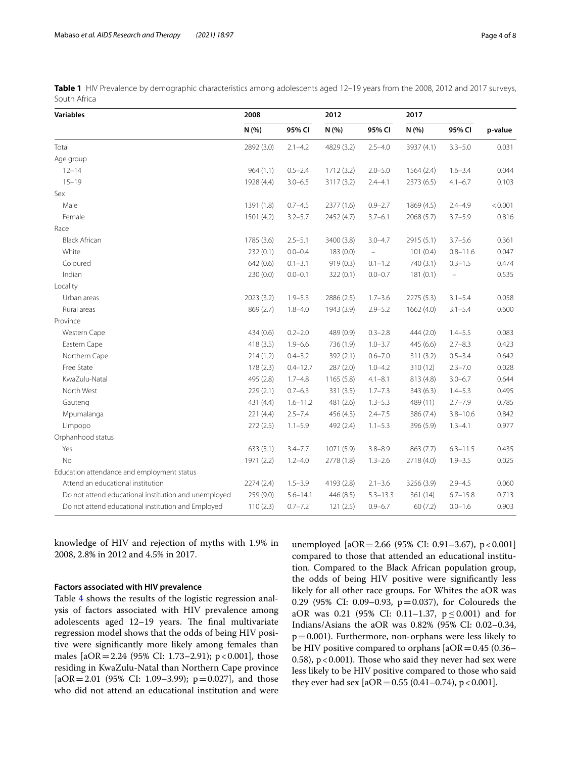**Table 1** HIV Prevalence by demographic characteristics among adolescents aged 12–19 years from the 2008, 2012 and 2017 surveys, South Africa

| Variables | 2008 | | 2012 | | 2017 | | |
|---|---|---|---|---|---|---|---|
| | N (%) | 95% CI | N (%) | 95% CI | N (%) | 95% CI | p-value |
| Total | 2892 (3.0) | 2.1–4.2 | 4829 (3.2) | 2.5–4.0 | 3937 (4.1) | 3.3–5.0 | 0.031 |
| Age group | | | | | | | |
| 12–14 | 964 (1.1) | 0.5–2.4 | 1712 (3.2) | 2.0–5.0 | 1564 (2.4) | 1.6–3.4 | 0.044 |
| 15–19 | 1928 (4.4) | 3.0–6.5 | 3117 (3.2) | 2.4–4.1 | 2373 (6.5) | 4.1–6.7 | 0.103 |
| Sex | | | | | | | |
| Male | 1391 (1.8) | 0.7–4.5 | 2377 (1.6) | 0.9–2.7 | 1869 (4.5) | 2.4–4.9 | < 0.001 |
| Female | 1501 (4.2) | 3.2–5.7 | 2452 (4.7) | 3.7–6.1 | 2068 (5.7) | 3.7–5.9 | 0.816 |
| Race | | | | | | | |
| Black African | 1785 (3.6) | 2.5–5.1 | 3400 (3.8) | 3.0–4.7 | 2915 (5.1) | 3.7–5.6 | 0.361 |
| White | 232 (0.1) | 0.0–0.4 | 183 (0.0) | – | 101 (0.4) | 0.8–11.6 | 0.047 |
| Coloured | 642 (0.6) | 0.1–3.1 | 919 (0.3) | 0.1–1.2 | 740 (3.1) | 0.3–1.5 | 0.474 |
| Indian | 230 (0.0) | 0.0–0.1 | 322 (0.1) | 0.0–0.7 | 181 (0.1) | – | 0.535 |
| Locality | | | | | | | |
| Urban areas | 2023 (3.2) | 1.9–5.3 | 2886 (2.5) | 1.7–3.6 | 2275 (5.3) | 3.1–5.4 | 0.058 |
| Rural areas | 869 (2.7) | 1.8–4.0 | 1943 (3.9) | 2.9–5.2 | 1662 (4.0) | 3.1–5.4 | 0.600 |
| Province | | | | | | | |
| Western Cape | 434 (0.6) | 0.2–2.0 | 489 (0.9) | 0.3–2.8 | 444 (2.0) | 1.4–5.5 | 0.083 |
| Eastern Cape | 418 (3.5) | 1.9–6.6 | 736 (1.9) | 1.0–3.7 | 445 (6.6) | 2.7–8.3 | 0.423 |
| Northern Cape | 214 (1.2) | 0.4–3.2 | 392 (2.1) | 0.6–7.0 | 311 (3.2) | 0.5–3.4 | 0.642 |
| Free State | 178 (2.3) | 0.4–12.7 | 287 (2.0) | 1.0–4.2 | 310 (12) | 2.3–7.0 | 0.028 |
| KwaZulu-Natal | 495 (2.8) | 1.7–4.8 | 1165 (5.8) | 4.1–8.1 | 813 (4.8) | 3.0–6.7 | 0.644 |
| North West | 229 (2.1) | 0.7–6.3 | 331 (3.5) | 1.7–7.3 | 343 (6.3) | 1.4–5.3 | 0.495 |
| Gauteng | 431 (4.4) | 1.6–11.2 | 481 (2.6) | 1.3–5.3 | 489 (11) | 2.7–7.9 | 0.785 |
| Mpumalanga | 221 (4.4) | 2.5–7.4 | 456 (4.3) | 2.4–7.5 | 386 (7.4) | 3.8–10.6 | 0.842 |
| Limpopo | 272 (2.5) | 1.1–5.9 | 492 (2.4) | 1.1–5.3 | 396 (5.9) | 1.3–4.1 | 0.977 |
| Orphanhood status | | | | | | | |
| Yes | 633 (5.1) | 3.4–7.7 | 1071 (5.9) | 3.8–8.9 | 863 (7.7) | 6.3–11.5 | 0.435 |
| No | 1971 (2.2) | 1.2–4.0 | 2778 (1.8) | 1.3–2.6 | 2718 (4.0) | 1.9–3.5 | 0.025 |
| Education attendance and employment status | | | | | | | |
| Attend an educational institution | 2274 (2.4) | 1.5–3.9 | 4193 (2.8) | 2.1–3.6 | 3256 (3.9) | 2.9–4.5 | 0.060 |
| Do not attend educational institution and unemployed | 259 (9.0) | 5.6–14.1 | 446 (8.5) | 5.3–13.3 | 361 (14) | 6.7–15.8 | 0.713 |
| Do not attend educational institution and Employed | 110 (2.3) | 0.7–7.2 | 121 (2.5) | 0.9–6.7 | 60 (7.2) | 0.0–1.6 | 0.903 |

knowledge of HIV and rejection of myths with 1.9% in 2008, 2.8% in 2012 and 4.5% in 2017.

### Factors associated with HIV prevalence

Table 4 shows the results of the logistic regression analysis of factors associated with HIV prevalence among adolescents aged 12–19 years. The final multivariate regression model shows that the odds of being HIV positive were significantly more likely among females than males [aOR = 2.24 (95% CI: 1.73–2.91); $p < 0.001$], those residing in KwaZulu-Natal than Northern Cape province [aOR = 2.01 (95% CI: 1.09–3.99); $p = 0.027$], and those who did not attend an educational institution and were unemployed [aOR = 2.66 (95% CI: 0.91–3.67), $p < 0.001$] compared to those that attended an educational institution. Compared to the Black African population group, the odds of being HIV positive were significantly less likely for all other race groups. For Whites the aOR was 0.29 (95% CI: 0.09–0.93, $p = 0.037$), for Coloureds the aOR was 0.21 (95% CI: 0.11–1.37, $p \leq 0.001$) and for Indians/Asians the aOR was 0.82% (95% CI: 0.02–0.34, $p = 0.001$). Furthermore, non-orphans were less likely to be HIV positive compared to orphans [aOR = 0.45 (0.36–0.58), $p < 0.001$). Those who said they never had sex were less likely to be HIV positive compared to those who said they ever had sex [aOR = 0.55 (0.41–0.74), $p < 0.001$].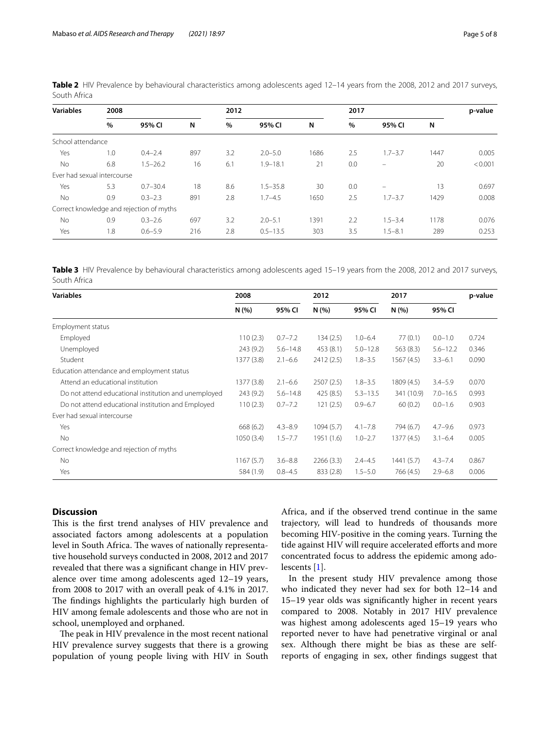**Table 2** HIV Prevalence by behavioural characteristics among adolescents aged 12–14 years from the 2008, 2012 and 2017 surveys, South Africa

| Variables | 2008 | | | 2012 | | | 2017 | | | p-value |
|---|---|---|---|---|---|---|---|---|---|---|
| | % | 95% CI | N | % | 95% CI | N | % | 95% CI | N | |
| School attendance | | | | | | | | | | |
| Yes | 1.0 | 0.4–2.4 | 897 | 3.2 | 2.0–5.0 | 1686 | 2.5 | 1.7–3.7 | 1447 | 0.005 |
| No | 6.8 | 1.5–26.2 | 16 | 6.1 | 1.9–18.1 | 21 | 0.0 | – | 20 | < 0.001 |
| Ever had sexual intercourse | | | | | | | | | | |
| Yes | 5.3 | 0.7–30.4 | 18 | 8.6 | 1.5–35.8 | 30 | 0.0 | – | 13 | 0.697 |
| No | 0.9 | 0.3–2.3 | 891 | 2.8 | 1.7–4.5 | 1650 | 2.5 | 1.7–3.7 | 1429 | 0.008 |
| Correct knowledge and rejection of myths | | | | | | | | | | |
| No | 0.9 | 0.3–2.6 | 697 | 3.2 | 2.0–5.1 | 1391 | 2.2 | 1.5–3.4 | 1178 | 0.076 |
| Yes | 1.8 | 0.6–5.9 | 216 | 2.8 | 0.5–13.5 | 303 | 3.5 | 1.5–8.1 | 289 | 0.253 |

**Table 3** HIV Prevalence by behavioural characteristics among adolescents aged 15–19 years from the 2008, 2012 and 2017 surveys, South Africa

| Variables | 2008 | | 2012 | | 2017 | | p-value |
|---|---|---|---|---|---|---|---|
| | N (%) | 95% CI | N (%) | 95% CI | N (%) | 95% CI | |
| Employment status | | | | | | | |
| Employed | 110 (2.3) | 0.7–7.2 | 134 (2.5) | 1.0–6.4 | 77 (0.1) | 0.0–1.0 | 0.724 |
| Unemployed | 243 (9.2) | 5.6–14.8 | 453 (8.1) | 5.0–12.8 | 563 (8.3) | 5.6–12.2 | 0.346 |
| Student | 1377 (3.8) | 2.1–6.6 | 2412 (2.5) | 1.8–3.5 | 1567 (4.5) | 3.3–6.1 | 0.090 |
| Education attendance and employment status | | | | | | | |
| Attend an educational institution | 1377 (3.8) | 2.1–6.6 | 2507 (2.5) | 1.8–3.5 | 1809 (4.5) | 3.4–5.9 | 0.070 |
| Do not attend educational institution and unemployed | 243 (9.2) | 5.6–14.8 | 425 (8.5) | 5.3–13.5 | 341 (10.9) | 7.0–16.5 | 0.993 |
| Do not attend educational institution and Employed | 110 (2.3) | 0.7–7.2 | 121 (2.5) | 0.9–6.7 | 60 (0.2) | 0.0–1.6 | 0.903 |
| Ever had sexual intercourse | | | | | | | |
| Yes | 668 (6.2) | 4.3–8.9 | 1094 (5.7) | 4.1–7.8 | 794 (6.7) | 4.7–9.6 | 0.973 |
| No | 1050 (3.4) | 1.5–7.7 | 1951 (1.6) | 1.0–2.7 | 1377 (4.5) | 3.1–6.4 | 0.005 |
| Correct knowledge and rejection of myths | | | | | | | |
| No | 1167 (5.7) | 3.6–8.8 | 2266 (3.3) | 2.4–4.5 | 1441 (5.7) | 4.3–7.4 | 0.867 |
| Yes | 584 (1.9) | 0.8–4.5 | 833 (2.8) | 1.5–5.0 | 766 (4.5) | 2.9–6.8 | 0.006 |

## Discussion

This is the first trend analyses of HIV prevalence and associated factors among adolescents at a population level in South Africa. The waves of nationally representative household surveys conducted in 2008, 2012 and 2017 revealed that there was a significant change in HIV prevalence over time among adolescents aged 12–19 years, from 2008 to 2017 with an overall peak of 4.1% in 2017. The findings highlights the particularly high burden of HIV among female adolescents and those who are not in school, unemployed and orphaned.

The peak in HIV prevalence in the most recent national HIV prevalence survey suggests that there is a growing population of young people living with HIV in South Africa, and if the observed trend continue in the same trajectory, will lead to hundreds of thousands more becoming HIV-positive in the coming years. Turning the tide against HIV will require accelerated efforts and more concentrated focus to address the epidemic among adolescents [1].

In the present study HIV prevalence among those who indicated they never had sex for both 12–14 and 15–19 year olds was significantly higher in recent years compared to 2008. Notably in 2017 HIV prevalence was highest among adolescents aged 15–19 years who reported never to have had penetrative virginal or anal sex. Although there might be bias as these are self-reports of engaging in sex, other findings suggest that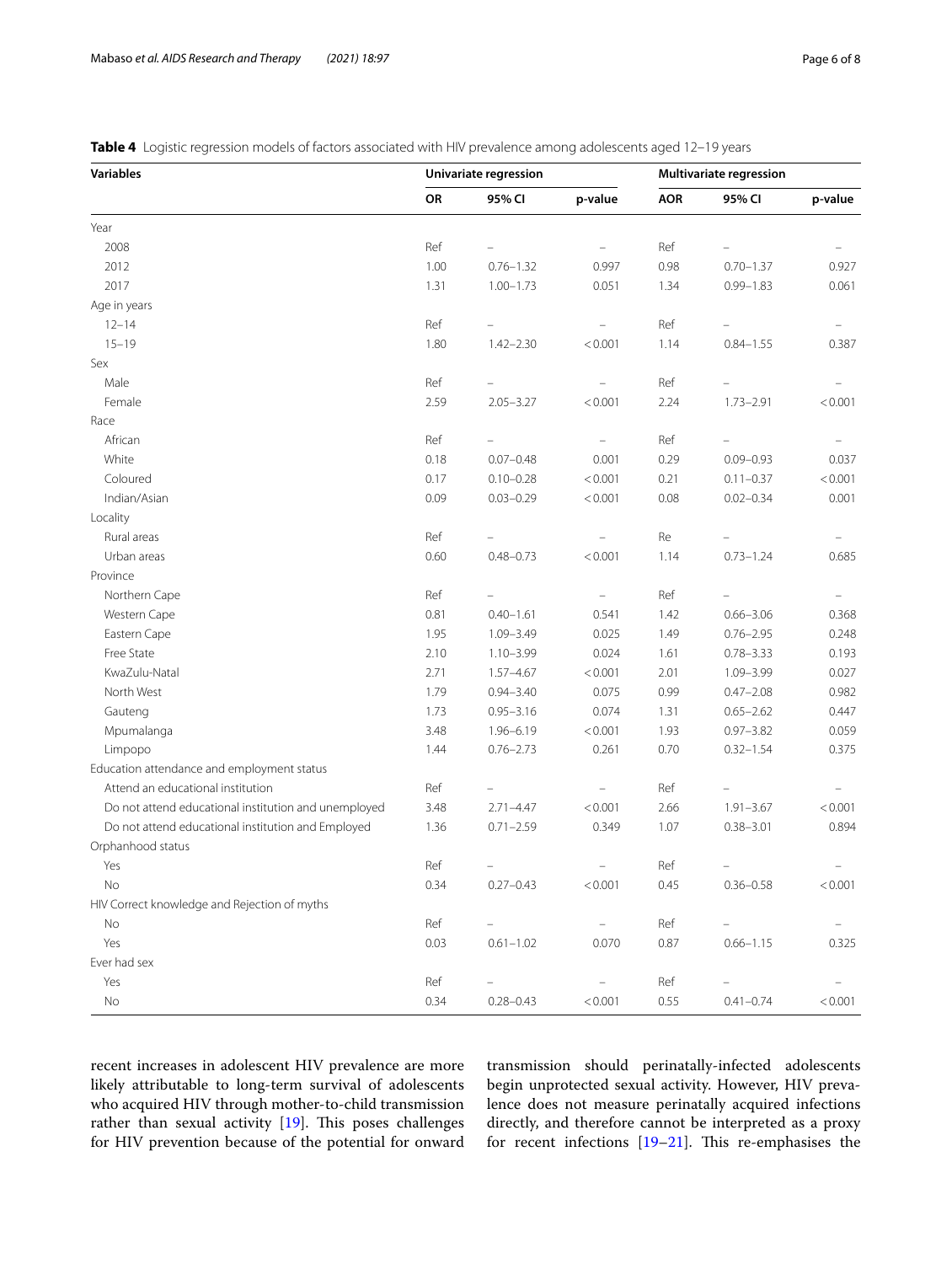**Table 4** Logistic regression models of factors associated with HIV prevalence among adolescents aged 12–19 years

| Variables | Univariate regression | | | Multivariate regression | | |
|---|---|---|---|---|---|---|
| | OR | 95% CI | p-value | AOR | 95% CI | p-value |
| Year | | | | | | |
| 2008 | Ref | – | – | Ref | – | – |
| 2012 | 1.00 | 0.76–1.32 | 0.997 | 0.98 | 0.70–1.37 | 0.927 |
| 2017 | 1.31 | 1.00–1.73 | 0.051 | 1.34 | 0.99–1.83 | 0.061 |
| Age in years | | | | | | |
| 12–14 | Ref | – | – | Ref | – | – |
| 15–19 | 1.80 | 1.42–2.30 | < 0.001 | 1.14 | 0.84–1.55 | 0.387 |
| Sex | | | | | | |
| Male | Ref | – | – | Ref | – | – |
| Female | 2.59 | 2.05–3.27 | < 0.001 | 2.24 | 1.73–2.91 | < 0.001 |
| Race | | | | | | |
| African | Ref | – | – | Ref | – | – |
| White | 0.18 | 0.07–0.48 | 0.001 | 0.29 | 0.09–0.93 | 0.037 |
| Coloured | 0.17 | 0.10–0.28 | < 0.001 | 0.21 | 0.11–0.37 | < 0.001 |
| Indian/Asian | 0.09 | 0.03–0.29 | < 0.001 | 0.08 | 0.02–0.34 | 0.001 |
| Locality | | | | | | |
| Rural areas | Ref | – | – | Re | – | – |
| Urban areas | 0.60 | 0.48–0.73 | < 0.001 | 1.14 | 0.73–1.24 | 0.685 |
| Province | | | | | | |
| Northern Cape | Ref | – | – | Ref | – | – |
| Western Cape | 0.81 | 0.40–1.61 | 0.541 | 1.42 | 0.66–3.06 | 0.368 |
| Eastern Cape | 1.95 | 1.09–3.49 | 0.025 | 1.49 | 0.76–2.95 | 0.248 |
| Free State | 2.10 | 1.10–3.99 | 0.024 | 1.61 | 0.78–3.33 | 0.193 |
| KwaZulu-Natal | 2.71 | 1.57–4.67 | < 0.001 | 2.01 | 1.09–3.99 | 0.027 |
| North West | 1.79 | 0.94–3.40 | 0.075 | 0.99 | 0.47–2.08 | 0.982 |
| Gauteng | 1.73 | 0.95–3.16 | 0.074 | 1.31 | 0.65–2.62 | 0.447 |
| Mpumalanga | 3.48 | 1.96–6.19 | < 0.001 | 1.93 | 0.97–3.82 | 0.059 |
| Limpopo | 1.44 | 0.76–2.73 | 0.261 | 0.70 | 0.32–1.54 | 0.375 |
| Education attendance and employment status | | | | | | |
| Attend an educational institution | Ref | – | – | Ref | – | – |
| Do not attend educational institution and unemployed | 3.48 | 2.71–4.47 | < 0.001 | 2.66 | 1.91–3.67 | < 0.001 |
| Do not attend educational institution and Employed | 1.36 | 0.71–2.59 | 0.349 | 1.07 | 0.38–3.01 | 0.894 |
| Orphanhood status | | | | | | |
| Yes | Ref | – | – | Ref | – | – |
| No | 0.34 | 0.27–0.43 | < 0.001 | 0.45 | 0.36–0.58 | < 0.001 |
| HIV Correct knowledge and Rejection of myths | | | | | | |
| No | Ref | – | – | Ref | – | – |
| Yes | 0.03 | 0.61–1.02 | 0.070 | 0.87 | 0.66–1.15 | 0.325 |
| Ever had sex | | | | | | |
| Yes | Ref | – | – | Ref | – | – |
| No | 0.34 | 0.28–0.43 | < 0.001 | 0.55 | 0.41–0.74 | < 0.001 |

recent increases in adolescent HIV prevalence are more likely attributable to long-term survival of adolescents who acquired HIV through mother-to-child transmission rather than sexual activity [19]. This poses challenges for HIV prevention because of the potential for onward transmission should perinatally-infected adolescents begin unprotected sexual activity. However, HIV prevalence does not measure perinatally acquired infections directly, and therefore cannot be interpreted as a proxy for recent infections [19–21]. This re-emphasises the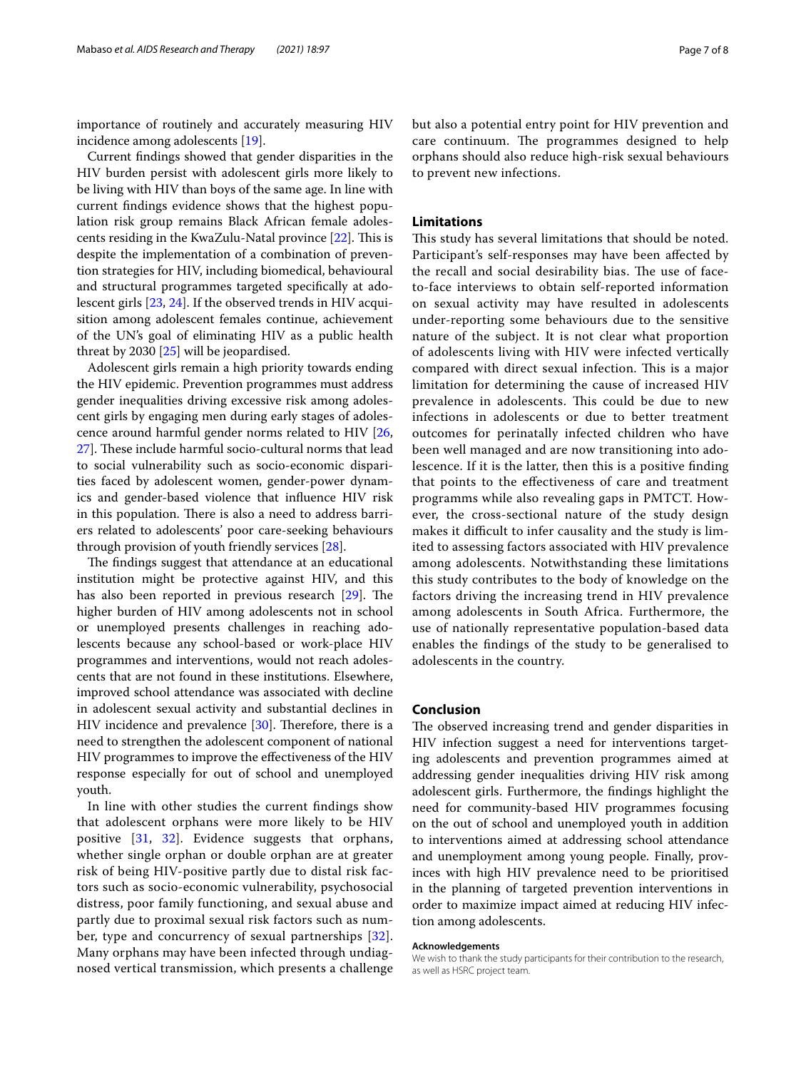importance of routinely and accurately measuring HIV incidence among adolescents [19].

Current findings showed that gender disparities in the HIV burden persist with adolescent girls more likely to be living with HIV than boys of the same age. In line with current findings evidence shows that the highest population risk group remains Black African female adolescents residing in the KwaZulu-Natal province [22]. This is despite the implementation of a combination of prevention strategies for HIV, including biomedical, behavioural and structural programmes targeted specifically at adolescent girls [23, 24]. If the observed trends in HIV acquisition among adolescent females continue, achievement of the UN's goal of eliminating HIV as a public health threat by 2030 [25] will be jeopardised.

Adolescent girls remain a high priority towards ending the HIV epidemic. Prevention programmes must address gender inequalities driving excessive risk among adolescent girls by engaging men during early stages of adolescence around harmful gender norms related to HIV [26, 27]. These include harmful socio-cultural norms that lead to social vulnerability such as socio-economic disparities faced by adolescent women, gender-power dynamics and gender-based violence that influence HIV risk in this population. There is also a need to address barriers related to adolescents' poor care-seeking behaviours through provision of youth friendly services [28].

The findings suggest that attendance at an educational institution might be protective against HIV, and this has also been reported in previous research [29]. The higher burden of HIV among adolescents not in school or unemployed presents challenges in reaching adolescents because any school-based or work-place HIV programmes and interventions, would not reach adolescents that are not found in these institutions. Elsewhere, improved school attendance was associated with decline in adolescent sexual activity and substantial declines in HIV incidence and prevalence [30]. Therefore, there is a need to strengthen the adolescent component of national HIV programmes to improve the effectiveness of the HIV response especially for out of school and unemployed youth.

In line with other studies the current findings show that adolescent orphans were more likely to be HIV positive [31, 32]. Evidence suggests that orphans, whether single orphan or double orphan are at greater risk of being HIV-positive partly due to distal risk factors such as socio-economic vulnerability, psychosocial distress, poor family functioning, and sexual abuse and partly due to proximal sexual risk factors such as number, type and concurrency of sexual partnerships [32]. Many orphans may have been infected through undiagnosed vertical transmission, which presents a challenge but also a potential entry point for HIV prevention and care continuum. The programmes designed to help orphans should also reduce high-risk sexual behaviours to prevent new infections.

## Limitations

This study has several limitations that should be noted. Participant's self-responses may have been affected by the recall and social desirability bias. The use of face-to-face interviews to obtain self-reported information on sexual activity may have resulted in adolescents under-reporting some behaviours due to the sensitive nature of the subject. It is not clear what proportion of adolescents living with HIV were infected vertically compared with direct sexual infection. This is a major limitation for determining the cause of increased HIV prevalence in adolescents. This could be due to new infections in adolescents or due to better treatment outcomes for perinatally infected children who have been well managed and are now transitioning into adolescence. If it is the latter, then this is a positive finding that points to the effectiveness of care and treatment programms while also revealing gaps in PMTCT. However, the cross-sectional nature of the study design makes it difficult to infer causality and the study is limited to assessing factors associated with HIV prevalence among adolescents. Notwithstanding these limitations this study contributes to the body of knowledge on the factors driving the increasing trend in HIV prevalence among adolescents in South Africa. Furthermore, the use of nationally representative population-based data enables the findings of the study to be generalised to adolescents in the country.

## Conclusion

The observed increasing trend and gender disparities in HIV infection suggest a need for interventions targeting adolescents and prevention programmes aimed at addressing gender inequalities driving HIV risk among adolescent girls. Furthermore, the findings highlight the need for community-based HIV programmes focusing on the out of school and unemployed youth in addition to interventions aimed at addressing school attendance and unemployment among young people. Finally, provinces with high HIV prevalence need to be prioritised in the planning of targeted prevention interventions in order to maximize impact aimed at reducing HIV infection among adolescents.

#### Acknowledgements

We wish to thank the study participants for their contribution to the research, as well as HSRC project team.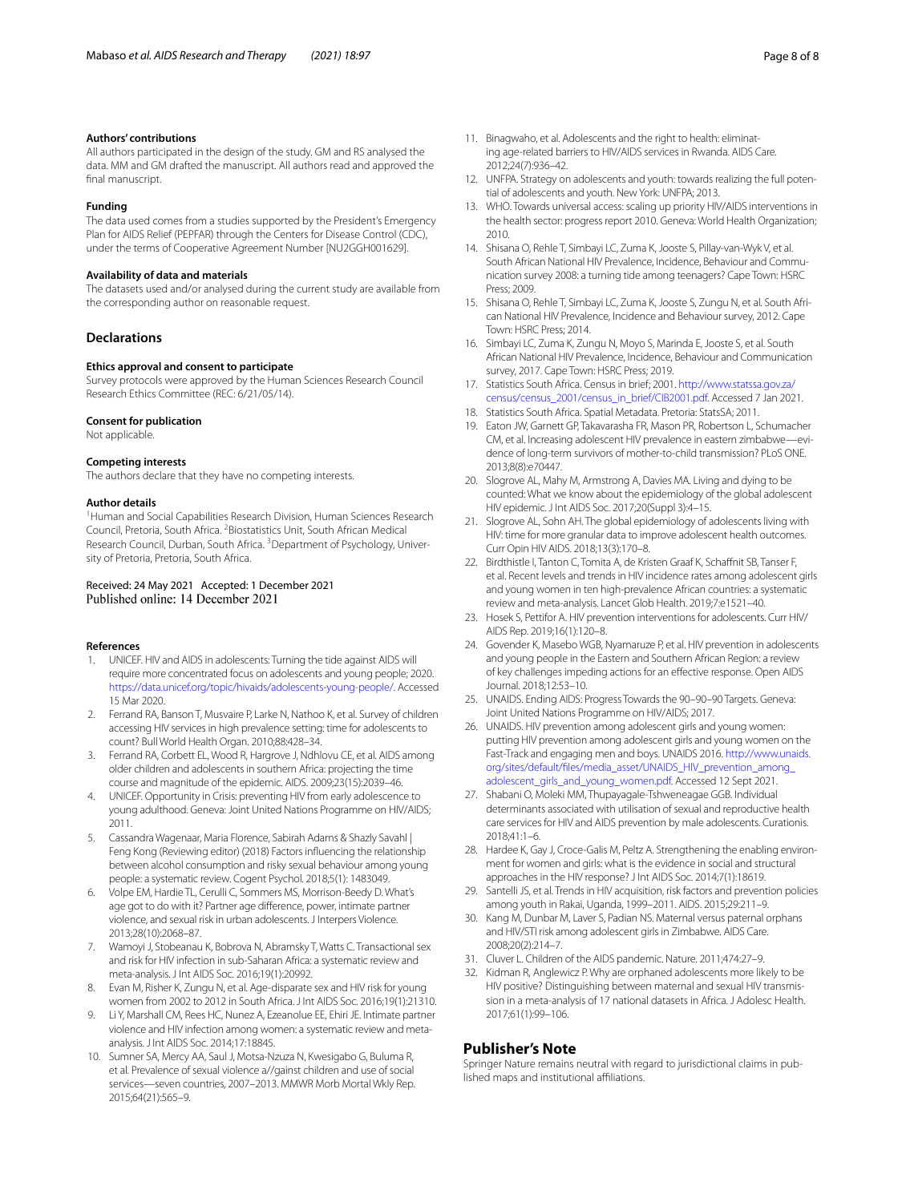#### Authors' contributions

All authors participated in the design of the study. GM and RS analysed the data. MM and GM drafted the manuscript. All authors read and approved the final manuscript.

#### Funding

The data used comes from a studies supported by the President's Emergency Plan for AIDS Relief (PEPFAR) through the Centers for Disease Control (CDC), under the terms of Cooperative Agreement Number [NU2GGH001629].

#### Availability of data and materials

The datasets used and/or analysed during the current study are available from the corresponding author on reasonable request.

## Declarations

#### Ethics approval and consent to participate

Survey protocols were approved by the Human Sciences Research Council Research Ethics Committee (REC: 6/21/05/14).

#### Consent for publication

Not applicable.

#### Competing interests

The authors declare that they have no competing interests.

#### Author details

[1]Human and Social Capabilities Research Division, Human Sciences Research Council, Pretoria, South Africa. [2]Biostatistics Unit, South African Medical Research Council, Durban, South Africa. [3]Department of Psychology, University of Pretoria, Pretoria, South Africa.

Received: 24 May 2021 Accepted: 1 December 2021
Published online: 14 December 2021

#### References

1. UNICEF. HIV and AIDS in adolescents: Turning the tide against AIDS will require more concentrated focus on adolescents and young people; 2020. https://data.unicef.org/topic/hivaids/adolescents-young-people/. Accessed 15 Mar 2020.
2. Ferrand RA, Banson T, Musvaire P, Larke N, Nathoo K, et al. Survey of children accessing HIV services in high prevalence setting: time for adolescents to count? Bull World Health Organ. 2010;88:428–34.
3. Ferrand RA, Corbett EL, Wood R, Hargrove J, Ndhlovu CE, et al. AIDS among older children and adolescents in southern Africa: projecting the time course and magnitude of the epidemic. AIDS. 2009;23(15):2039–46.
4. UNICEF. Opportunity in Crisis: preventing HIV from early adolescence to young adulthood. Geneva: Joint United Nations Programme on HIV/AIDS; 2011.
5. Cassandra Wagenaar, Maria Florence, Sabirah Adams & Shazly Savahl | Feng Kong (Reviewing editor) (2018) Factors influencing the relationship between alcohol consumption and risky sexual behaviour among young people: a systematic review. Cogent Psychol. 2018;5(1): 1483049.
6. Volpe EM, Hardie TL, Cerulli C, Sommers MS, Morrison-Beedy D. What's age got to do with it? Partner age difference, power, intimate partner violence, and sexual risk in urban adolescents. J Interpers Violence. 2013;28(10):2068–87.
7. Wamoyi J, Stobeanau K, Bobrova N, Abramsky T, Watts C. Transactional sex and risk for HIV infection in sub-Saharan Africa: a systematic review and meta-analysis. J Int AIDS Soc. 2016;19(1):20992.
8. Evan M, Risher K, Zungu N, et al. Age-disparate sex and HIV risk for young women from 2002 to 2012 in South Africa. J Int AIDS Soc. 2016;19(1):21310.
9. Li Y, Marshall CM, Rees HC, Nunez A, Ezeanolue EE, Ehiri JE. Intimate partner violence and HIV infection among women: a systematic review and meta-analysis. J Int AIDS Soc. 2014;17:18845.
10. Sumner SA, Mercy AA, Saul J, Motsa-Nzuza N, Kwesigabo G, Buluma R, et al. Prevalence of sexual violence a//gainst children and use of social services—seven countries, 2007–2013. MMWR Morb Mortal Wkly Rep. 2015;64(21):565–9.
11. Binagwaho, et al. Adolescents and the right to health: eliminating age-related barriers to HIV/AIDS services in Rwanda. AIDS Care. 2012;24(7):936–42.
12. UNFPA. Strategy on adolescents and youth: towards realizing the full potential of adolescents and youth. New York: UNFPA; 2013.
13. WHO. Towards universal access: scaling up priority HIV/AIDS interventions in the health sector: progress report 2010. Geneva: World Health Organization; 2010.
14. Shisana O, Rehle T, Simbayi LC, Zuma K, Jooste S, Pillay-van-Wyk V, et al. South African National HIV Prevalence, Incidence, Behaviour and Communication survey 2008: a turning tide among teenagers? Cape Town: HSRC Press; 2009.
15. Shisana O, Rehle T, Simbayi LC, Zuma K, Jooste S, Zungu N, et al. South African National HIV Prevalence, Incidence and Behaviour survey, 2012. Cape Town: HSRC Press; 2014.
16. Simbayi LC, Zuma K, Zungu N, Moyo S, Marinda E, Jooste S, et al. South African National HIV Prevalence, Incidence, Behaviour and Communication survey, 2017. Cape Town: HSRC Press; 2019.
17. Statistics South Africa. Census in brief; 2001. http://www.statssa.gov.za/census/census_2001/census_in_brief/CIB2001.pdf. Accessed 7 Jan 2021.
18. Statistics South Africa. Spatial Metadata. Pretoria: StatsSA; 2011.
19. Eaton JW, Garnett GP, Takavarasha FR, Mason PR, Robertson L, Schumacher CM, et al. Increasing adolescent HIV prevalence in eastern zimbabwe—evidence of long-term survivors of mother-to-child transmission? PLoS ONE. 2013;8(8):e70447.
20. Slogrove AL, Mahy M, Armstrong A, Davies MA. Living and dying to be counted: What we know about the epidemiology of the global adolescent HIV epidemic. J Int AIDS Soc. 2017;20(Suppl 3):4–15.
21. Slogrove AL, Sohn AH. The global epidemiology of adolescents living with HIV: time for more granular data to improve adolescent health outcomes. Curr Opin HIV AIDS. 2018;13(3):170–8.
22. Birdthistle I, Tanton C, Tomita A, de Kristen Graaf K, Schaffnit SB, Tanser F, et al. Recent levels and trends in HIV incidence rates among adolescent girls and young women in ten high-prevalence African countries: a systematic review and meta-analysis. Lancet Glob Health. 2019;7:e1521–40.
23. Hosek S, Pettifor A. HIV prevention interventions for adolescents. Curr HIV/AIDS Rep. 2019;16(1):120–8.
24. Govender K, Masebo WGB, Nyamaruze P, et al. HIV prevention in adolescents and young people in the Eastern and Southern African Region: a review of key challenges impeding actions for an effective response. Open AIDS Journal. 2018;12:53–10.
25. UNAIDS. Ending AIDS: Progress Towards the 90–90–90 Targets. Geneva: Joint United Nations Programme on HIV/AIDS; 2017.
26. UNAIDS. HIV prevention among adolescent girls and young women: putting HIV prevention among adolescent girls and young women on the Fast-Track and engaging men and boys. UNAIDS 2016. http://www.unaids.org/sites/default/files/media_asset/UNAIDS_HIV_prevention_among_adolescent_girls_and_young_women.pdf. Accessed 12 Sept 2021.
27. Shabani O, Moleki MM, Thupayagale-Tshweneagae GGB. Individual determinants associated with utilisation of sexual and reproductive health care services for HIV and AIDS prevention by male adolescents. Curationis. 2018;41:1–6.
28. Hardee K, Gay J, Croce-Galis M, Peltz A. Strengthening the enabling environment for women and girls: what is the evidence in social and structural approaches in the HIV response? J Int AIDS Soc. 2014;7(1):18619.
29. Santelli JS, et al. Trends in HIV acquisition, risk factors and prevention policies among youth in Rakai, Uganda, 1999–2011. AIDS. 2015;29:211–9.
30. Kang M, Dunbar M, Laver S, Padian NS. Maternal versus paternal orphans and HIV/STI risk among adolescent girls in Zimbabwe. AIDS Care. 2008;20(2):214–7.
31. Cluver L. Children of the AIDS pandemic. Nature. 2011;474:27–9.
32. Kidman R, Anglewicz P. Why are orphaned adolescents more likely to be HIV positive? Distinguishing between maternal and sexual HIV transmission in a meta-analysis of 17 national datasets in Africa. J Adolesc Health. 2017;61(1):99–106.

## Publisher's Note

Springer Nature remains neutral with regard to jurisdictional claims in published maps and institutional affiliations.